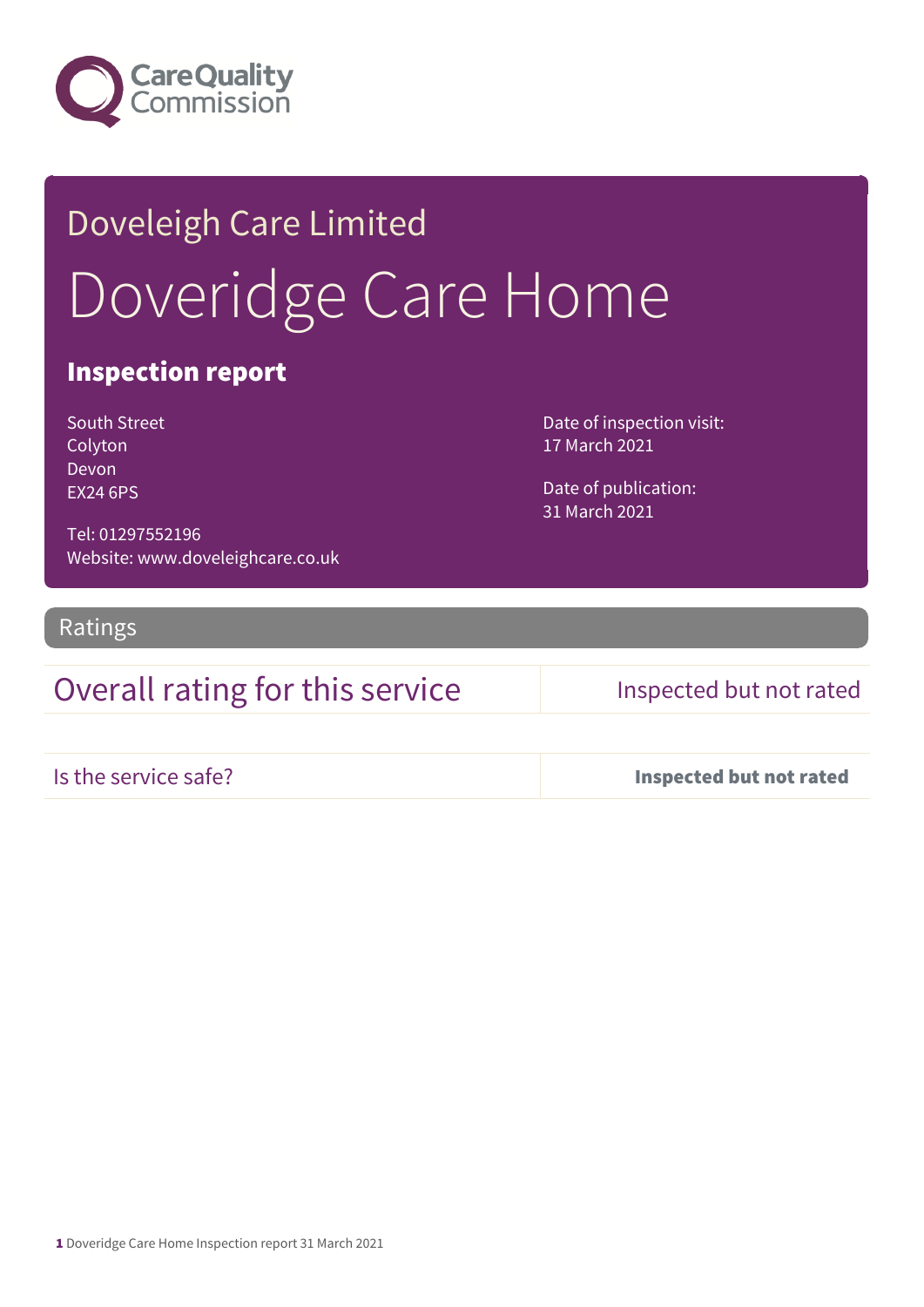Care Quality Commission

Doveleigh Care Limited

# Doveridge Care Home

## Inspection report

South Street
Colyton
Devon
EX24 6PS

Tel: 01297552196
Website: www.doveleighcare.co.uk

Date of inspection visit:
17 March 2021

Date of publication:
31 March 2021

## Ratings

| | |
|---|---|
| Overall rating for this service | Inspected but not rated |
| Is the service safe? | **Inspected but not rated** |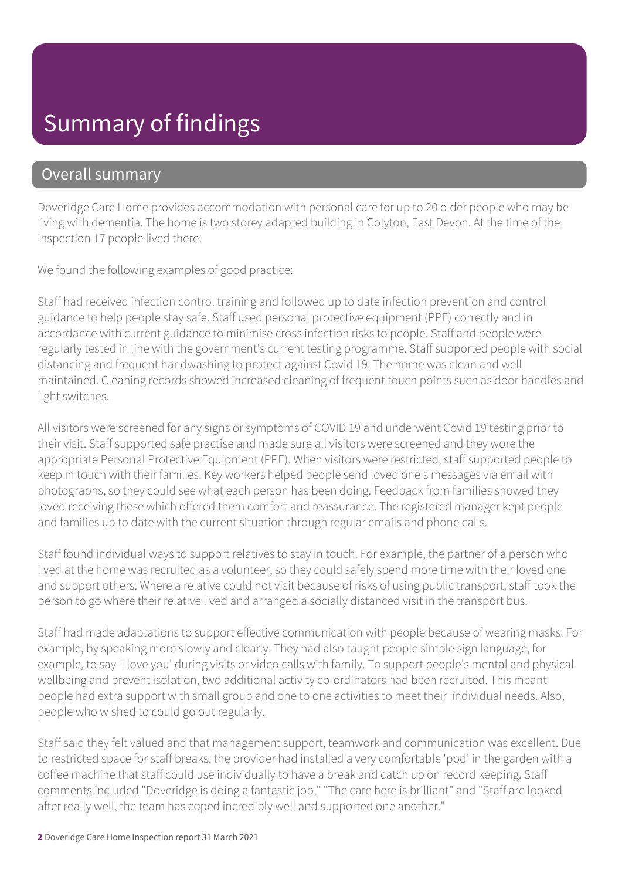# Summary of findings

## Overall summary

Doveridge Care Home provides accommodation with personal care for up to 20 older people who may be living with dementia. The home is two storey adapted building in Colyton, East Devon. At the time of the inspection 17 people lived there.

We found the following examples of good practice:

Staff had received infection control training and followed up to date infection prevention and control guidance to help people stay safe. Staff used personal protective equipment (PPE) correctly and in accordance with current guidance to minimise cross infection risks to people. Staff and people were regularly tested in line with the government's current testing programme. Staff supported people with social distancing and frequent handwashing to protect against Covid 19. The home was clean and well maintained. Cleaning records showed increased cleaning of frequent touch points such as door handles and light switches.

All visitors were screened for any signs or symptoms of COVID 19 and underwent Covid 19 testing prior to their visit. Staff supported safe practise and made sure all visitors were screened and they wore the appropriate Personal Protective Equipment (PPE). When visitors were restricted, staff supported people to keep in touch with their families. Key workers helped people send loved one's messages via email with photographs, so they could see what each person has been doing. Feedback from families showed they loved receiving these which offered them comfort and reassurance. The registered manager kept people and families up to date with the current situation through regular emails and phone calls.

Staff found individual ways to support relatives to stay in touch. For example, the partner of a person who lived at the home was recruited as a volunteer, so they could safely spend more time with their loved one and support others. Where a relative could not visit because of risks of using public transport, staff took the person to go where their relative lived and arranged a socially distanced visit in the transport bus.

Staff had made adaptations to support effective communication with people because of wearing masks. For example, by speaking more slowly and clearly. They had also taught people simple sign language, for example, to say 'I love you' during visits or video calls with family. To support people's mental and physical wellbeing and prevent isolation, two additional activity co-ordinators had been recruited. This meant people had extra support with small group and one to one activities to meet their individual needs. Also, people who wished to could go out regularly.

Staff said they felt valued and that management support, teamwork and communication was excellent. Due to restricted space for staff breaks, the provider had installed a very comfortable 'pod' in the garden with a coffee machine that staff could use individually to have a break and catch up on record keeping. Staff comments included "Doveridge is doing a fantastic job," "The care here is brilliant" and "Staff are looked after really well, the team has coped incredibly well and supported one another."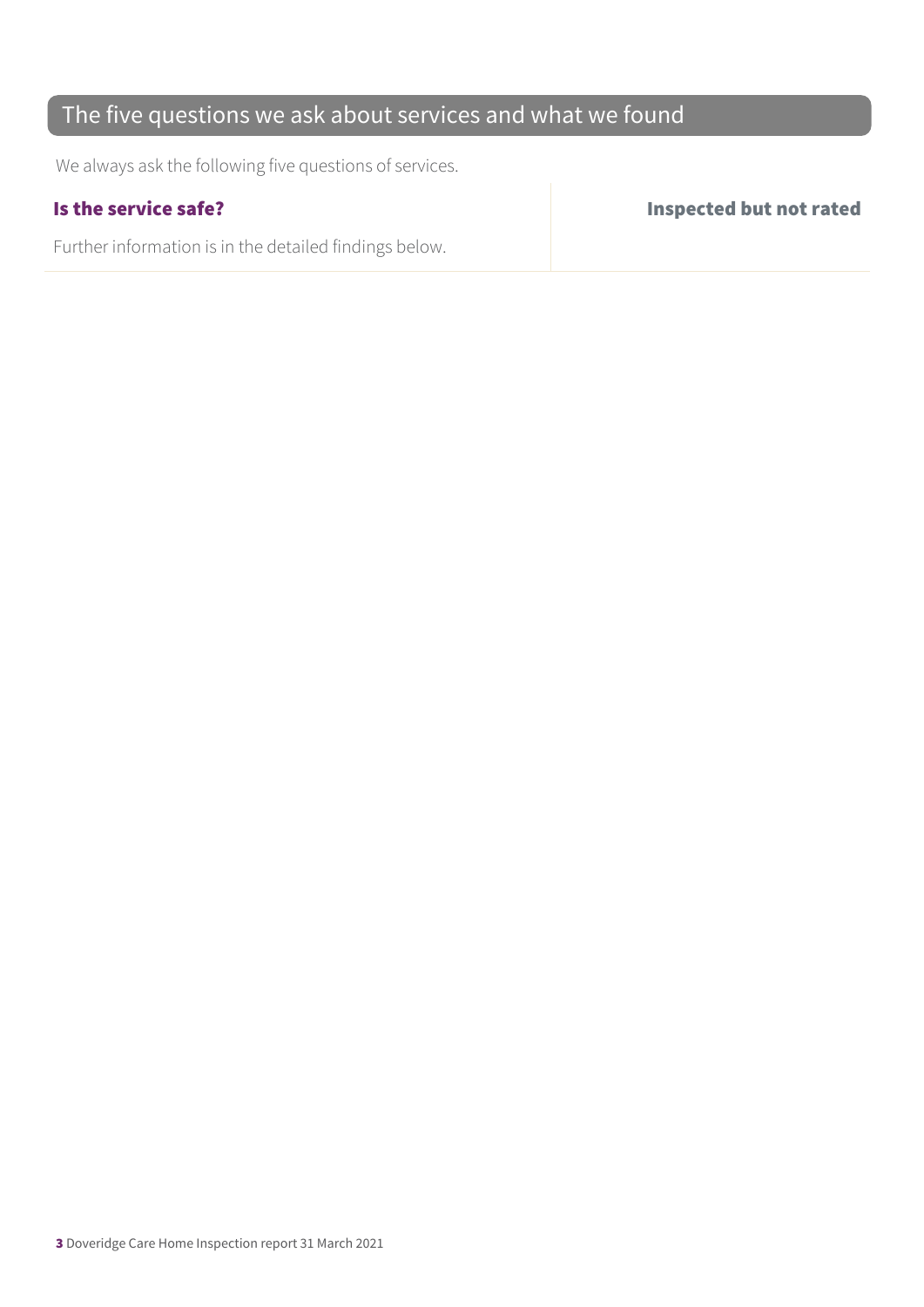## The five questions we ask about services and what we found

We always ask the following five questions of services.

| **Is the service safe?** | **Inspected but not rated** |
| --- | --- |
| Further information is in the detailed findings below. | |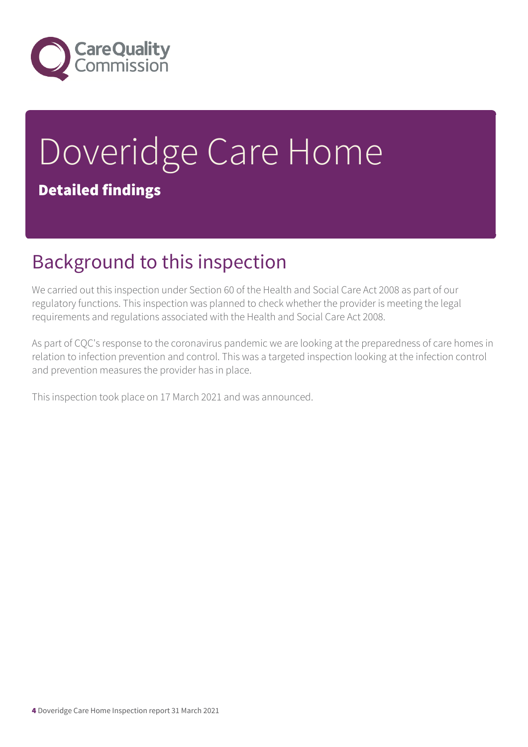# Doveridge Care Home

**Detailed findings**

## Background to this inspection

We carried out this inspection under Section 60 of the Health and Social Care Act 2008 as part of our regulatory functions. This inspection was planned to check whether the provider is meeting the legal requirements and regulations associated with the Health and Social Care Act 2008.

As part of CQC's response to the coronavirus pandemic we are looking at the preparedness of care homes in relation to infection prevention and control. This was a targeted inspection looking at the infection control and prevention measures the provider has in place.

This inspection took place on 17 March 2021 and was announced.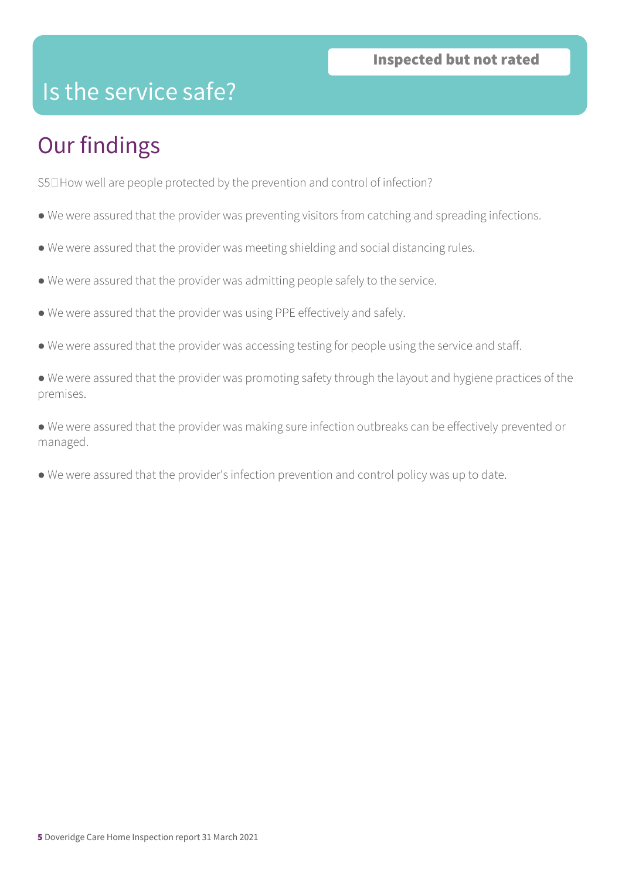**Inspected but not rated**

# Is the service safe?

## Our findings

S5 How well are people protected by the prevention and control of infection?

● We were assured that the provider was preventing visitors from catching and spreading infections.

● We were assured that the provider was meeting shielding and social distancing rules.

● We were assured that the provider was admitting people safely to the service.

● We were assured that the provider was using PPE effectively and safely.

● We were assured that the provider was accessing testing for people using the service and staff.

● We were assured that the provider was promoting safety through the layout and hygiene practices of the premises.

● We were assured that the provider was making sure infection outbreaks can be effectively prevented or managed.

● We were assured that the provider's infection prevention and control policy was up to date.